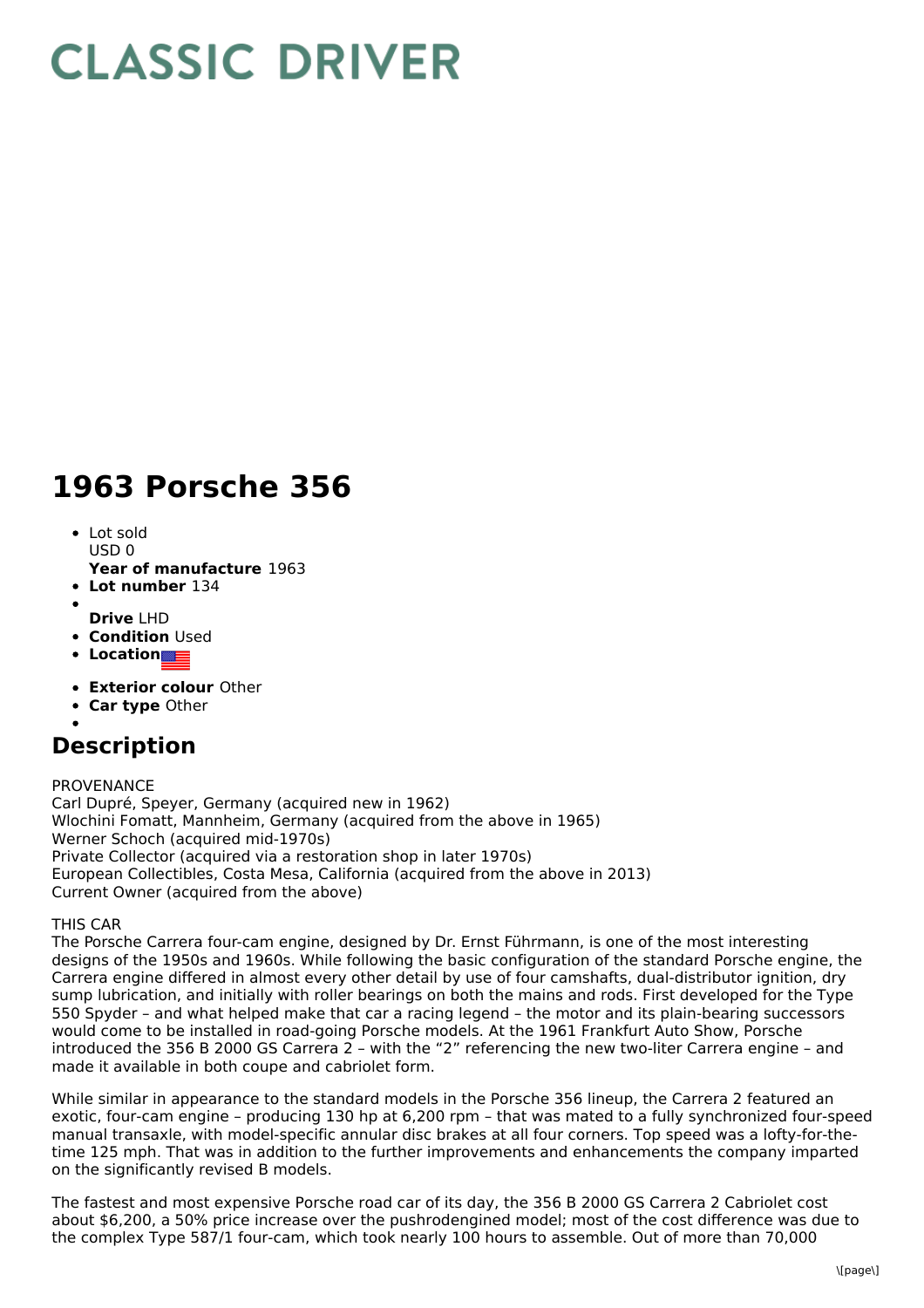# CLASSIC DRIVER

# 1963 Porsche 356

- Lot sold
  USD 0
  **Year of manufacture** 1963
- **Lot number** 134
- 
  **Drive** LHD
- **Condition** Used
- **Location**
- **Exterior colour** Other
- **Car type** Other
- 

## Description

PROVENANCE
Carl Dupré, Speyer, Germany (acquired new in 1962)
Wlochini Fomatt, Mannheim, Germany (acquired from the above in 1965)
Werner Schoch (acquired mid-1970s)
Private Collector (acquired via a restoration shop in later 1970s)
European Collectibles, Costa Mesa, California (acquired from the above in 2013)
Current Owner (acquired from the above)

THIS CAR
The Porsche Carrera four-cam engine, designed by Dr. Ernst Führmann, is one of the most interesting designs of the 1950s and 1960s. While following the basic configuration of the standard Porsche engine, the Carrera engine differed in almost every other detail by use of four camshafts, dual-distributor ignition, dry sump lubrication, and initially with roller bearings on both the mains and rods. First developed for the Type 550 Spyder – and what helped make that car a racing legend – the motor and its plain-bearing successors would come to be installed in road-going Porsche models. At the 1961 Frankfurt Auto Show, Porsche introduced the 356 B 2000 GS Carrera 2 – with the "2" referencing the new two-liter Carrera engine – and made it available in both coupe and cabriolet form.

While similar in appearance to the standard models in the Porsche 356 lineup, the Carrera 2 featured an exotic, four-cam engine – producing 130 hp at 6,200 rpm – that was mated to a fully synchronized four-speed manual transaxle, with model-specific annular disc brakes at all four corners. Top speed was a lofty-for-the-time 125 mph. That was in addition to the further improvements and enhancements the company imparted on the significantly revised B models.

The fastest and most expensive Porsche road car of its day, the 356 B 2000 GS Carrera 2 Cabriolet cost about $6,200, a 50% price increase over the pushrodengined model; most of the cost difference was due to the complex Type 587/1 four-cam, which took nearly 100 hours to assemble. Out of more than 70,000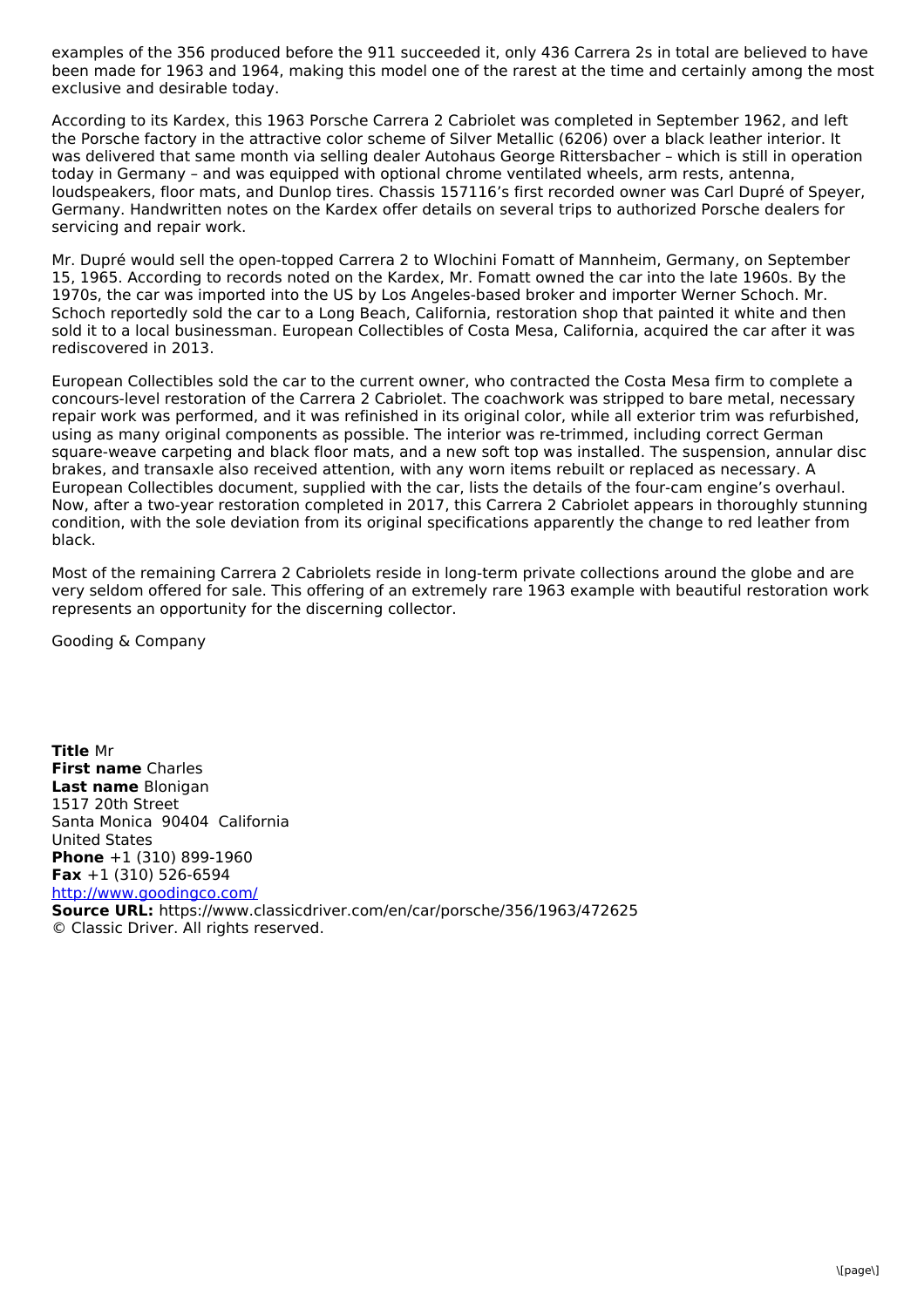examples of the 356 produced before the 911 succeeded it, only 436 Carrera 2s in total are believed to have been made for 1963 and 1964, making this model one of the rarest at the time and certainly among the most exclusive and desirable today.

According to its Kardex, this 1963 Porsche Carrera 2 Cabriolet was completed in September 1962, and left the Porsche factory in the attractive color scheme of Silver Metallic (6206) over a black leather interior. It was delivered that same month via selling dealer Autohaus George Rittersbacher – which is still in operation today in Germany – and was equipped with optional chrome ventilated wheels, arm rests, antenna, loudspeakers, floor mats, and Dunlop tires. Chassis 157116's first recorded owner was Carl Dupré of Speyer, Germany. Handwritten notes on the Kardex offer details on several trips to authorized Porsche dealers for servicing and repair work.

Mr. Dupré would sell the open-topped Carrera 2 to Wlochini Fomatt of Mannheim, Germany, on September 15, 1965. According to records noted on the Kardex, Mr. Fomatt owned the car into the late 1960s. By the 1970s, the car was imported into the US by Los Angeles-based broker and importer Werner Schoch. Mr. Schoch reportedly sold the car to a Long Beach, California, restoration shop that painted it white and then sold it to a local businessman. European Collectibles of Costa Mesa, California, acquired the car after it was rediscovered in 2013.

European Collectibles sold the car to the current owner, who contracted the Costa Mesa firm to complete a concours-level restoration of the Carrera 2 Cabriolet. The coachwork was stripped to bare metal, necessary repair work was performed, and it was refinished in its original color, while all exterior trim was refurbished, using as many original components as possible. The interior was re-trimmed, including correct German square-weave carpeting and black floor mats, and a new soft top was installed. The suspension, annular disc brakes, and transaxle also received attention, with any worn items rebuilt or replaced as necessary. A European Collectibles document, supplied with the car, lists the details of the four-cam engine's overhaul. Now, after a two-year restoration completed in 2017, this Carrera 2 Cabriolet appears in thoroughly stunning condition, with the sole deviation from its original specifications apparently the change to red leather from black.

Most of the remaining Carrera 2 Cabriolets reside in long-term private collections around the globe and are very seldom offered for sale. This offering of an extremely rare 1963 example with beautiful restoration work represents an opportunity for the discerning collector.

Gooding & Company

**Title** Mr
**First name** Charles
**Last name** Blonigan
1517 20th Street
Santa Monica 90404 California
United States
**Phone** +1 (310) 899-1960
**Fax** +1 (310) 526-6594
http://www.goodingco.com/
**Source URL:** https://www.classicdriver.com/en/car/porsche/356/1963/472625
© Classic Driver. All rights reserved.